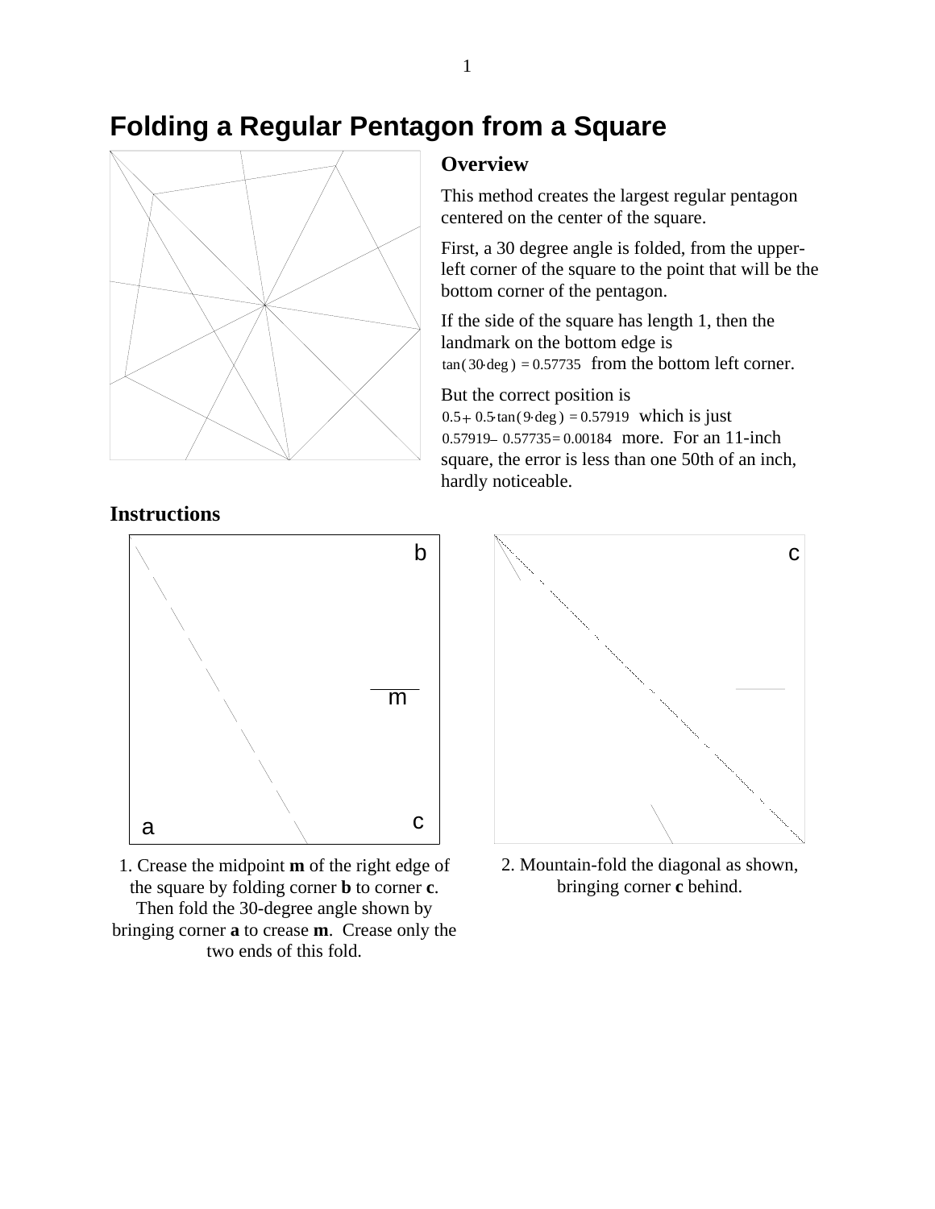# Folding a Regular Pentagon from a Square

## Overview

This method creates the largest regular pentagon centered on the center of the square.

First, a 30 degree angle is folded, from the upper-left corner of the square to the point that will be the bottom corner of the pentagon.

If the side of the square has length 1, then the landmark on the bottom edge is $\tan(30\cdot\deg) = 0.57735$ from the bottom left corner.

But the correct position is $0.5 + 0.5\cdot\tan(9\cdot\deg) = 0.57919$ which is just $0.57919 - 0.57735 = 0.00184$ more. For an 11-inch square, the error is less than one 50th of an inch, hardly noticeable.

## Instructions

1. Crease the midpoint **m** of the right edge of the square by folding corner **b** to corner **c**. Then fold the 30-degree angle shown by bringing corner **a** to crease **m**. Crease only the two ends of this fold.

2. Mountain-fold the diagonal as shown, bringing corner **c** behind.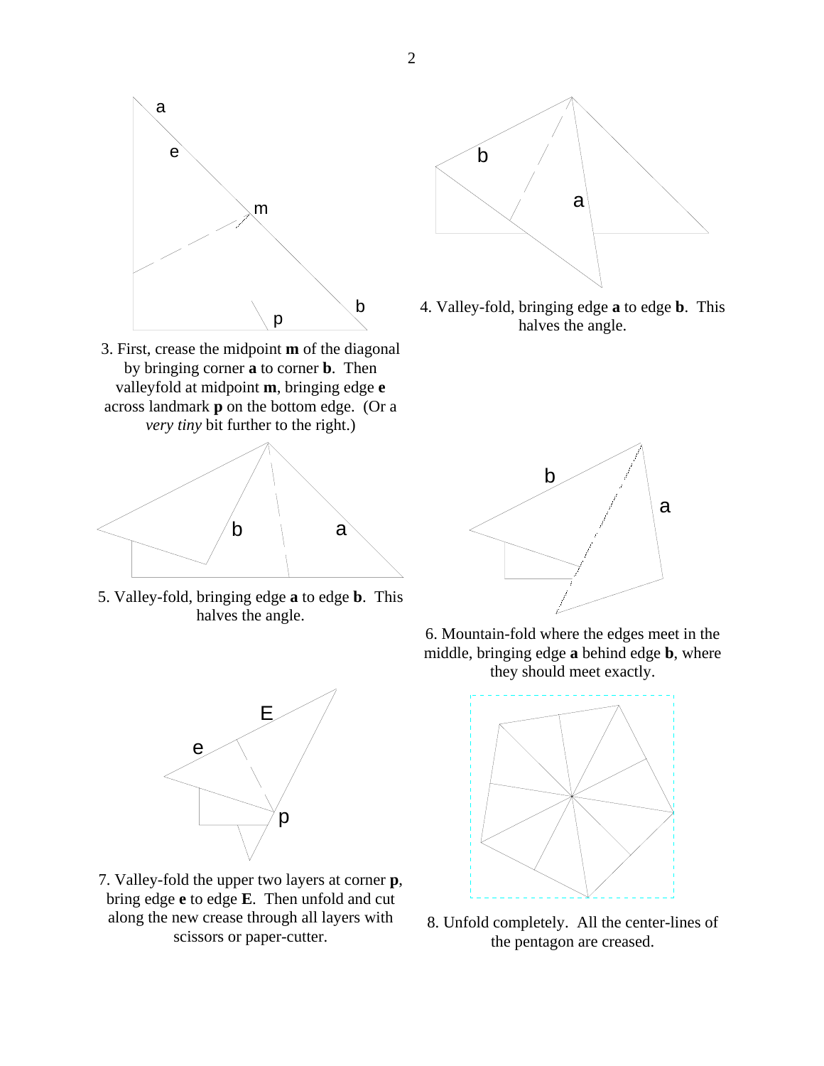3. First, crease the midpoint **m** of the diagonal by bringing corner **a** to corner **b**. Then valleyfold at midpoint **m**, bringing edge **e** across landmark **p** on the bottom edge. (Or a *very tiny* bit further to the right.)

4. Valley-fold, bringing edge **a** to edge **b**. This halves the angle.

5. Valley-fold, bringing edge **a** to edge **b**. This halves the angle.

6. Mountain-fold where the edges meet in the middle, bringing edge **a** behind edge **b**, where they should meet exactly.

7. Valley-fold the upper two layers at corner **p**, bring edge **e** to edge **E**. Then unfold and cut along the new crease through all layers with scissors or paper-cutter.

8. Unfold completely. All the center-lines of the pentagon are creased.